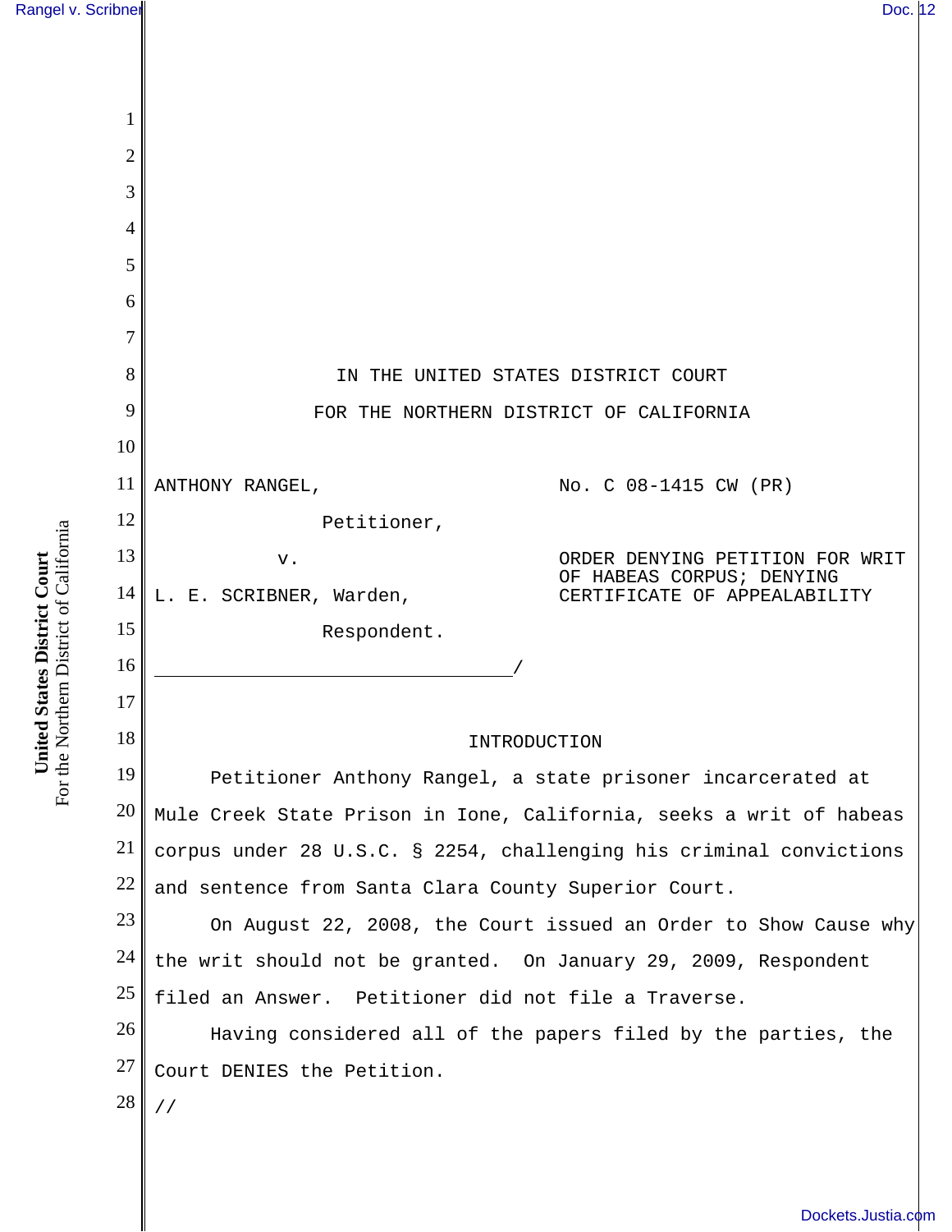IN THE UNITED STATES DISTRICT COURT

FOR THE NORTHERN DISTRICT OF CALIFORNIA

ANTHONY RANGEL,

Petitioner,

v.

L. E. SCRIBNER, Warden,

Respondent.

No. C 08-1415 CW (PR)

ORDER DENYING PETITION FOR WRIT OF HABEAS CORPUS; DENYING CERTIFICATE OF APPEALABILITY

## INTRODUCTION

Petitioner Anthony Rangel, a state prisoner incarcerated at Mule Creek State Prison in Ione, California, seeks a writ of habeas corpus under 28 U.S.C. § 2254, challenging his criminal convictions and sentence from Santa Clara County Superior Court.

On August 22, 2008, the Court issued an Order to Show Cause why the writ should not be granted. On January 29, 2009, Respondent filed an Answer. Petitioner did not file a Traverse.

Having considered all of the papers filed by the parties, the Court DENIES the Petition.

//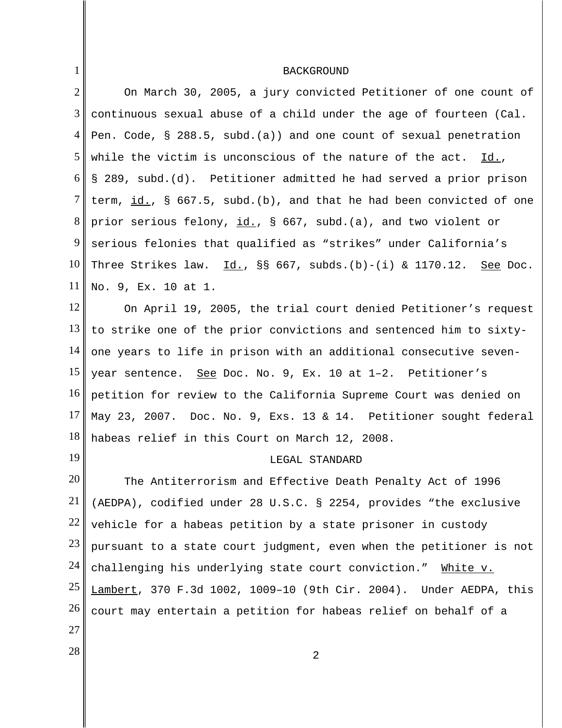## BACKGROUND

On March 30, 2005, a jury convicted Petitioner of one count of continuous sexual abuse of a child under the age of fourteen (Cal. Pen. Code, § 288.5, subd.(a)) and one count of sexual penetration while the victim is unconscious of the nature of the act. Id., § 289, subd.(d). Petitioner admitted he had served a prior prison term, id., § 667.5, subd.(b), and that he had been convicted of one prior serious felony, id., § 667, subd.(a), and two violent or serious felonies that qualified as "strikes" under California's Three Strikes law. Id., §§ 667, subds.(b)-(i) & 1170.12. See Doc. No. 9, Ex. 10 at 1.

On April 19, 2005, the trial court denied Petitioner's request to strike one of the prior convictions and sentenced him to sixty-one years to life in prison with an additional consecutive seven-year sentence. See Doc. No. 9, Ex. 10 at 1–2. Petitioner's petition for review to the California Supreme Court was denied on May 23, 2007. Doc. No. 9, Exs. 13 & 14. Petitioner sought federal habeas relief in this Court on March 12, 2008.

## LEGAL STANDARD

The Antiterrorism and Effective Death Penalty Act of 1996 (AEDPA), codified under 28 U.S.C. § 2254, provides "the exclusive vehicle for a habeas petition by a state prisoner in custody pursuant to a state court judgment, even when the petitioner is not challenging his underlying state court conviction." White v. Lambert, 370 F.3d 1002, 1009–10 (9th Cir. 2004). Under AEDPA, this court may entertain a petition for habeas relief on behalf of a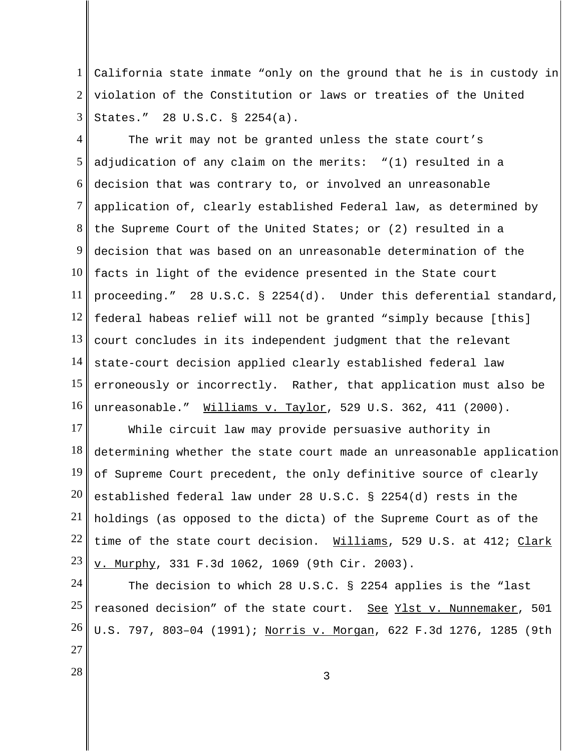California state inmate "only on the ground that he is in custody in violation of the Constitution or laws or treaties of the United States." 28 U.S.C. § 2254(a).

The writ may not be granted unless the state court's adjudication of any claim on the merits: "(1) resulted in a decision that was contrary to, or involved an unreasonable application of, clearly established Federal law, as determined by the Supreme Court of the United States; or (2) resulted in a decision that was based on an unreasonable determination of the facts in light of the evidence presented in the State court proceeding." 28 U.S.C. § 2254(d). Under this deferential standard, federal habeas relief will not be granted "simply because [this] court concludes in its independent judgment that the relevant state-court decision applied clearly established federal law erroneously or incorrectly. Rather, that application must also be unreasonable." Williams v. Taylor, 529 U.S. 362, 411 (2000).

While circuit law may provide persuasive authority in determining whether the state court made an unreasonable application of Supreme Court precedent, the only definitive source of clearly established federal law under 28 U.S.C. § 2254(d) rests in the holdings (as opposed to the dicta) of the Supreme Court as of the time of the state court decision. Williams, 529 U.S. at 412; Clark v. Murphy, 331 F.3d 1062, 1069 (9th Cir. 2003).

The decision to which 28 U.S.C. § 2254 applies is the "last reasoned decision" of the state court. See Ylst v. Nunnemaker, 501 U.S. 797, 803–04 (1991); Norris v. Morgan, 622 F.3d 1276, 1285 (9th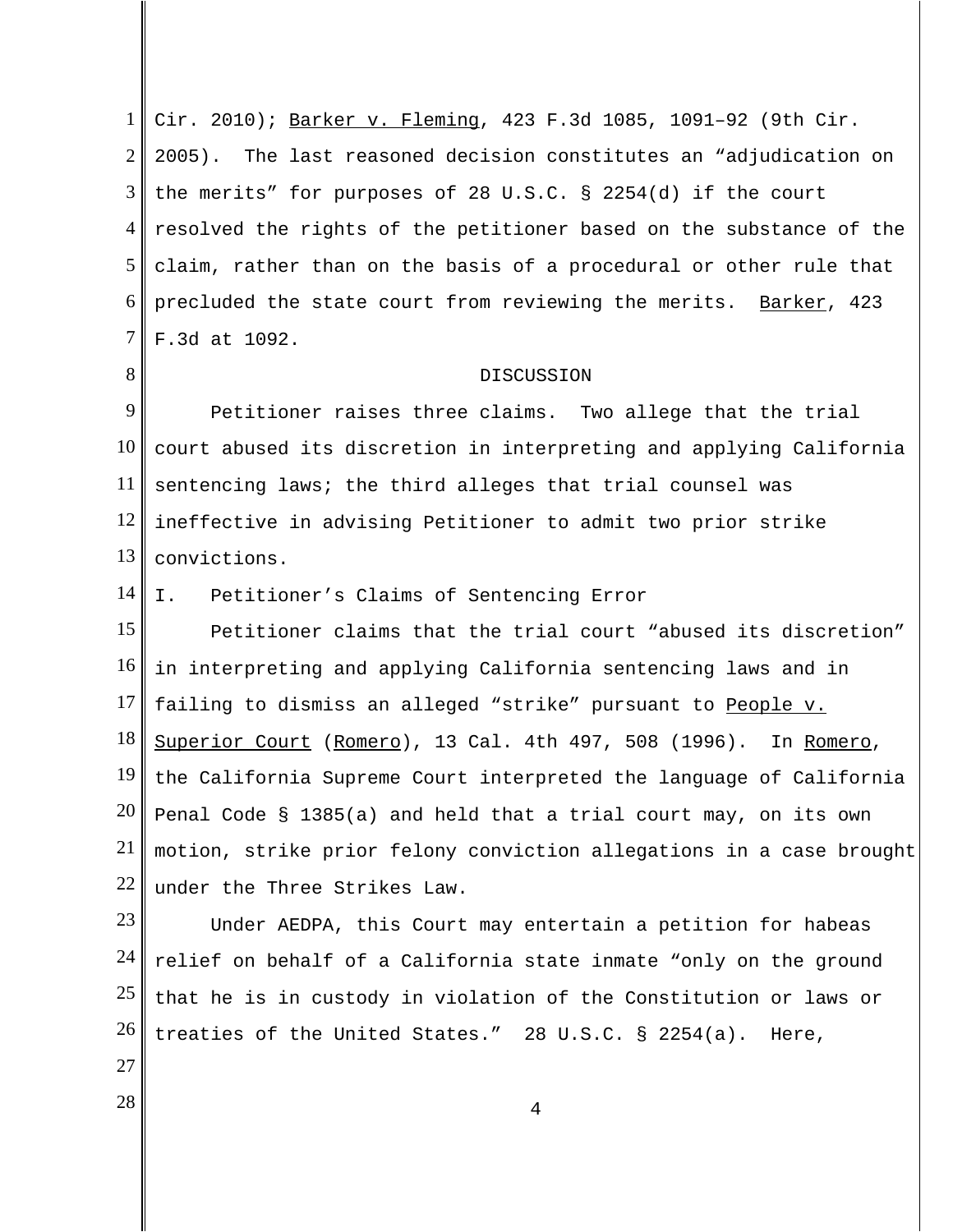Cir. 2010); Barker v. Fleming, 423 F.3d 1085, 1091–92 (9th Cir. 2005). The last reasoned decision constitutes an "adjudication on the merits" for purposes of 28 U.S.C. § 2254(d) if the court resolved the rights of the petitioner based on the substance of the claim, rather than on the basis of a procedural or other rule that precluded the state court from reviewing the merits. Barker, 423 F.3d at 1092.

DISCUSSION

Petitioner raises three claims. Two allege that the trial court abused its discretion in interpreting and applying California sentencing laws; the third alleges that trial counsel was ineffective in advising Petitioner to admit two prior strike convictions.

I. Petitioner's Claims of Sentencing Error

Petitioner claims that the trial court "abused its discretion" in interpreting and applying California sentencing laws and in failing to dismiss an alleged "strike" pursuant to People v. Superior Court (Romero), 13 Cal. 4th 497, 508 (1996). In Romero, the California Supreme Court interpreted the language of California Penal Code § 1385(a) and held that a trial court may, on its own motion, strike prior felony conviction allegations in a case brought under the Three Strikes Law.

Under AEDPA, this Court may entertain a petition for habeas relief on behalf of a California state inmate "only on the ground that he is in custody in violation of the Constitution or laws or treaties of the United States." 28 U.S.C. § 2254(a). Here,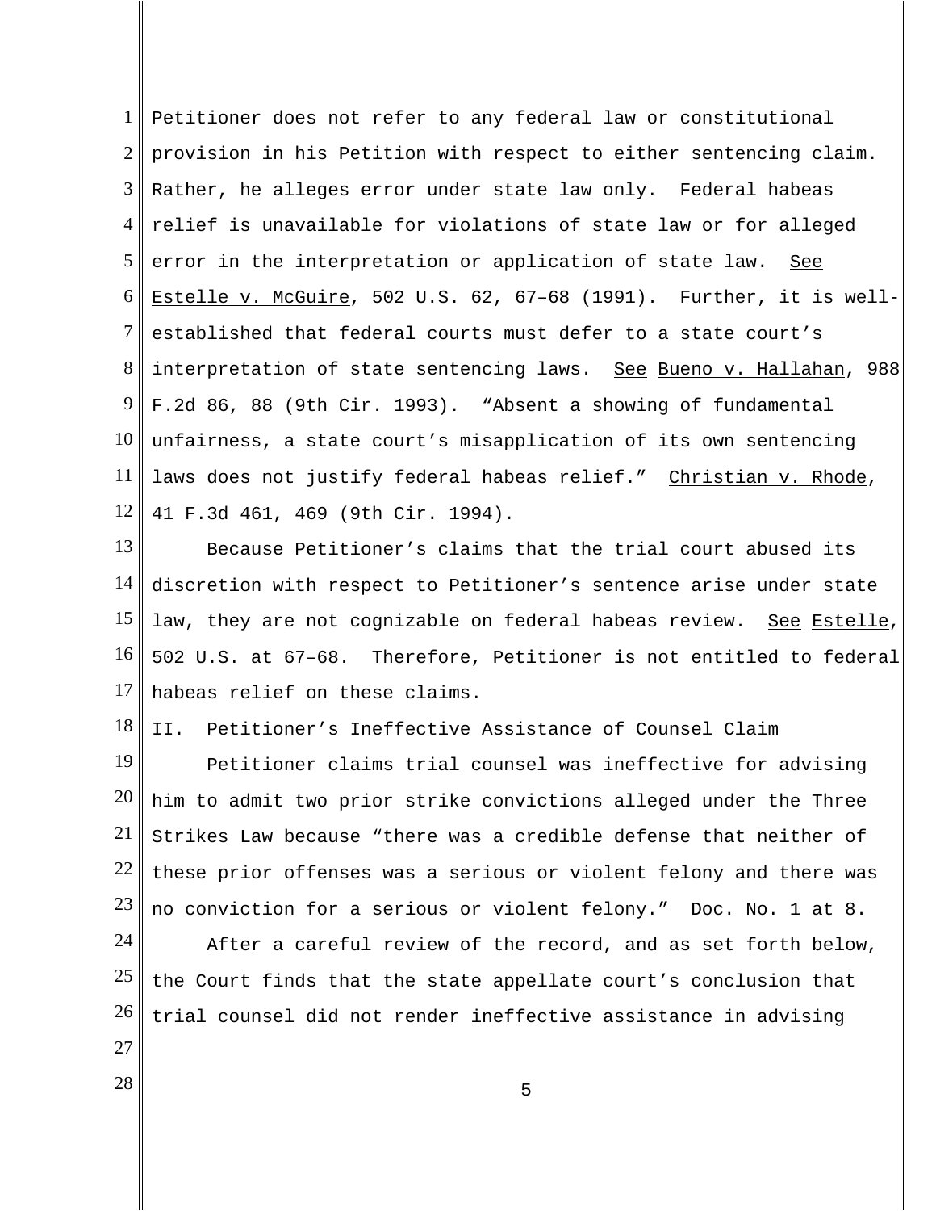Petitioner does not refer to any federal law or constitutional provision in his Petition with respect to either sentencing claim. Rather, he alleges error under state law only. Federal habeas relief is unavailable for violations of state law or for alleged error in the interpretation or application of state law. See Estelle v. McGuire, 502 U.S. 62, 67–68 (1991). Further, it is well-established that federal courts must defer to a state court's interpretation of state sentencing laws. See Bueno v. Hallahan, 988 F.2d 86, 88 (9th Cir. 1993). "Absent a showing of fundamental unfairness, a state court's misapplication of its own sentencing laws does not justify federal habeas relief." Christian v. Rhode, 41 F.3d 461, 469 (9th Cir. 1994).

Because Petitioner's claims that the trial court abused its discretion with respect to Petitioner's sentence arise under state law, they are not cognizable on federal habeas review. See Estelle, 502 U.S. at 67–68. Therefore, Petitioner is not entitled to federal habeas relief on these claims.

## II. Petitioner's Ineffective Assistance of Counsel Claim

Petitioner claims trial counsel was ineffective for advising him to admit two prior strike convictions alleged under the Three Strikes Law because "there was a credible defense that neither of these prior offenses was a serious or violent felony and there was no conviction for a serious or violent felony." Doc. No. 1 at 8.

After a careful review of the record, and as set forth below, the Court finds that the state appellate court's conclusion that trial counsel did not render ineffective assistance in advising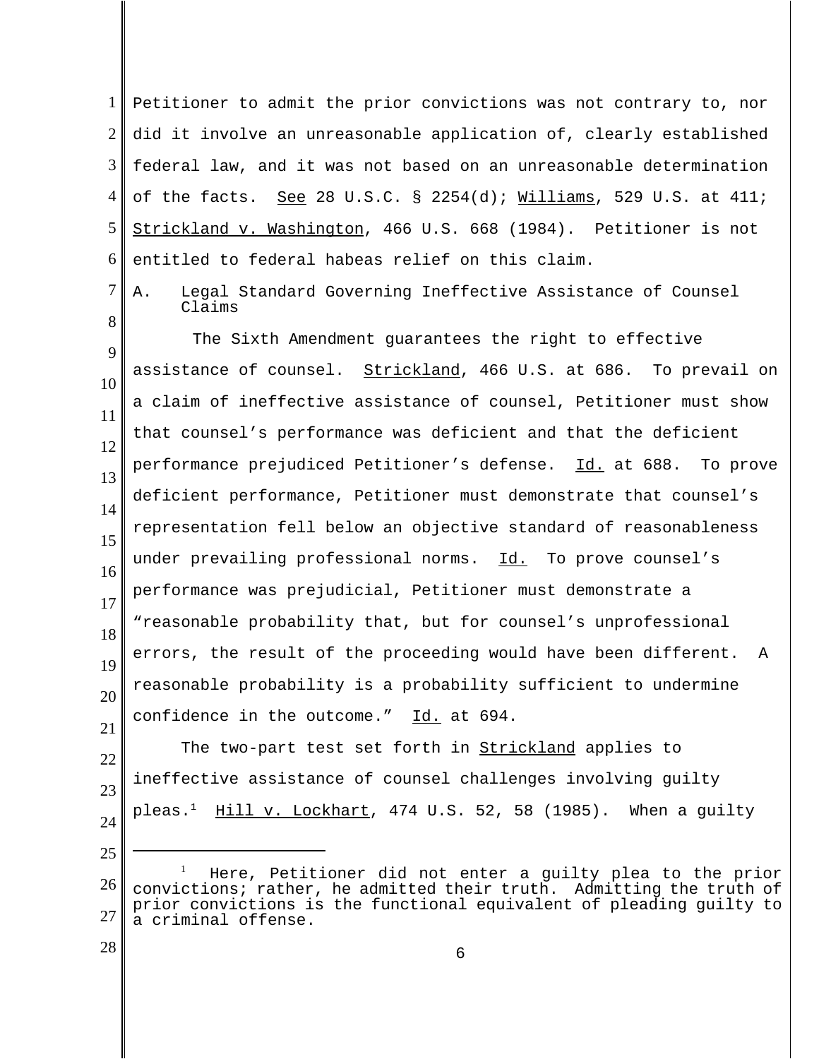Petitioner to admit the prior convictions was not contrary to, nor did it involve an unreasonable application of, clearly established federal law, and it was not based on an unreasonable determination of the facts. See 28 U.S.C. § 2254(d); Williams, 529 U.S. at 411; Strickland v. Washington, 466 U.S. 668 (1984). Petitioner is not entitled to federal habeas relief on this claim.

### A. Legal Standard Governing Ineffective Assistance of Counsel Claims

The Sixth Amendment guarantees the right to effective assistance of counsel. Strickland, 466 U.S. at 686. To prevail on a claim of ineffective assistance of counsel, Petitioner must show that counsel's performance was deficient and that the deficient performance prejudiced Petitioner's defense. Id. at 688. To prove deficient performance, Petitioner must demonstrate that counsel's representation fell below an objective standard of reasonableness under prevailing professional norms. Id. To prove counsel's performance was prejudicial, Petitioner must demonstrate a "reasonable probability that, but for counsel's unprofessional errors, the result of the proceeding would have been different. A reasonable probability is a probability sufficient to undermine confidence in the outcome." Id. at 694.

The two-part test set forth in Strickland applies to ineffective assistance of counsel challenges involving guilty pleas.[1] Hill v. Lockhart, 474 U.S. 52, 58 (1985). When a guilty

---

[1] Here, Petitioner did not enter a guilty plea to the prior convictions; rather, he admitted their truth. Admitting the truth of prior convictions is the functional equivalent of pleading guilty to a criminal offense.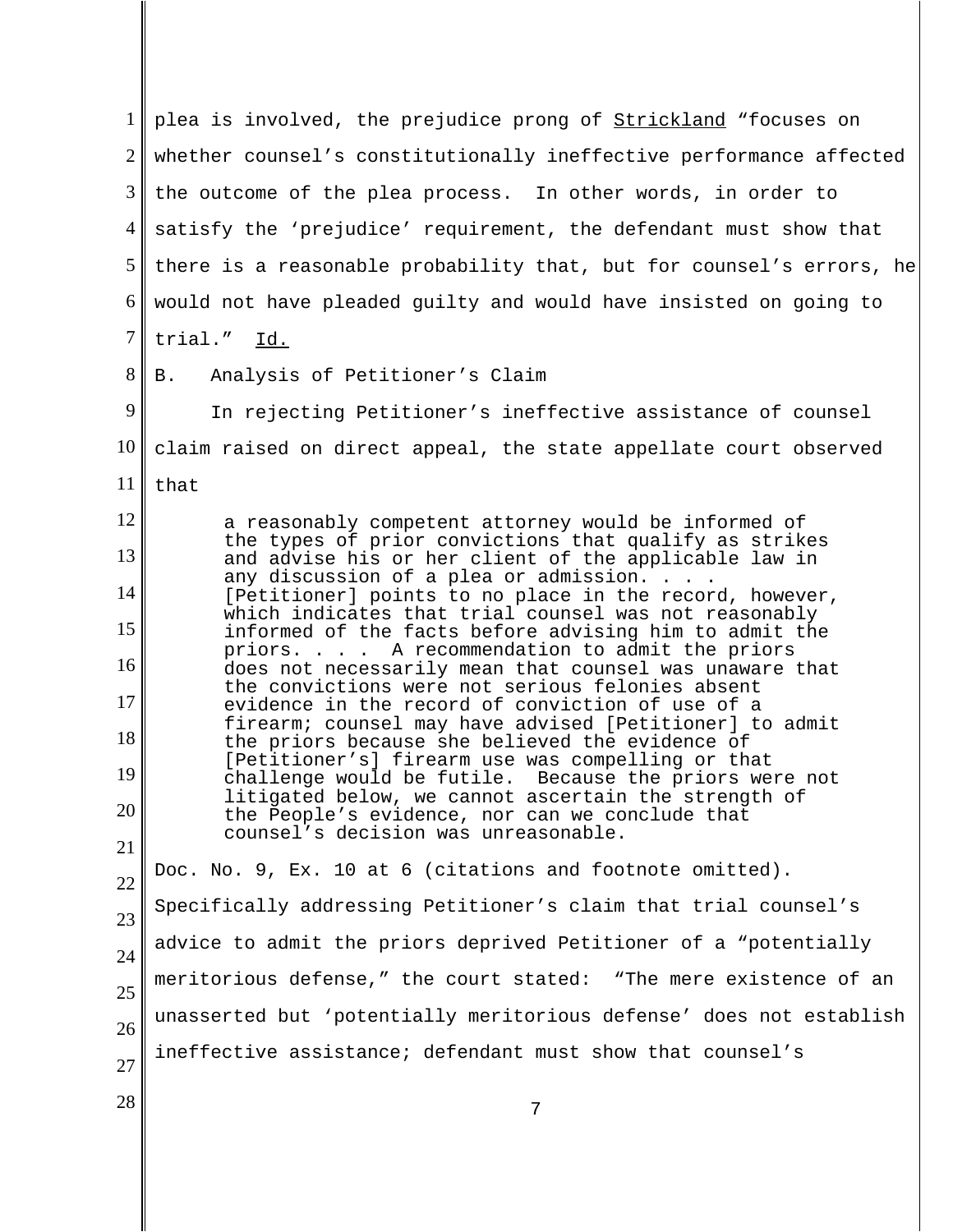plea is involved, the prejudice prong of Strickland "focuses on whether counsel's constitutionally ineffective performance affected the outcome of the plea process. In other words, in order to satisfy the 'prejudice' requirement, the defendant must show that there is a reasonable probability that, but for counsel's errors, he would not have pleaded guilty and would have insisted on going to trial." Id.

B. Analysis of Petitioner's Claim

In rejecting Petitioner's ineffective assistance of counsel claim raised on direct appeal, the state appellate court observed that

> a reasonably competent attorney would be informed of the types of prior convictions that qualify as strikes and advise his or her client of the applicable law in any discussion of a plea or admission. . . . [Petitioner] points to no place in the record, however, which indicates that trial counsel was not reasonably informed of the facts before advising him to admit the priors. . . . A recommendation to admit the priors does not necessarily mean that counsel was unaware that the convictions were not serious felonies absent evidence in the record of conviction of use of a firearm; counsel may have advised [Petitioner] to admit the priors because she believed the evidence of [Petitioner's] firearm use was compelling or that challenge would be futile. Because the priors were not litigated below, we cannot ascertain the strength of the People's evidence, nor can we conclude that counsel's decision was unreasonable.

Doc. No. 9, Ex. 10 at 6 (citations and footnote omitted). Specifically addressing Petitioner's claim that trial counsel's advice to admit the priors deprived Petitioner of a "potentially meritorious defense," the court stated: "The mere existence of an unasserted but 'potentially meritorious defense' does not establish ineffective assistance; defendant must show that counsel's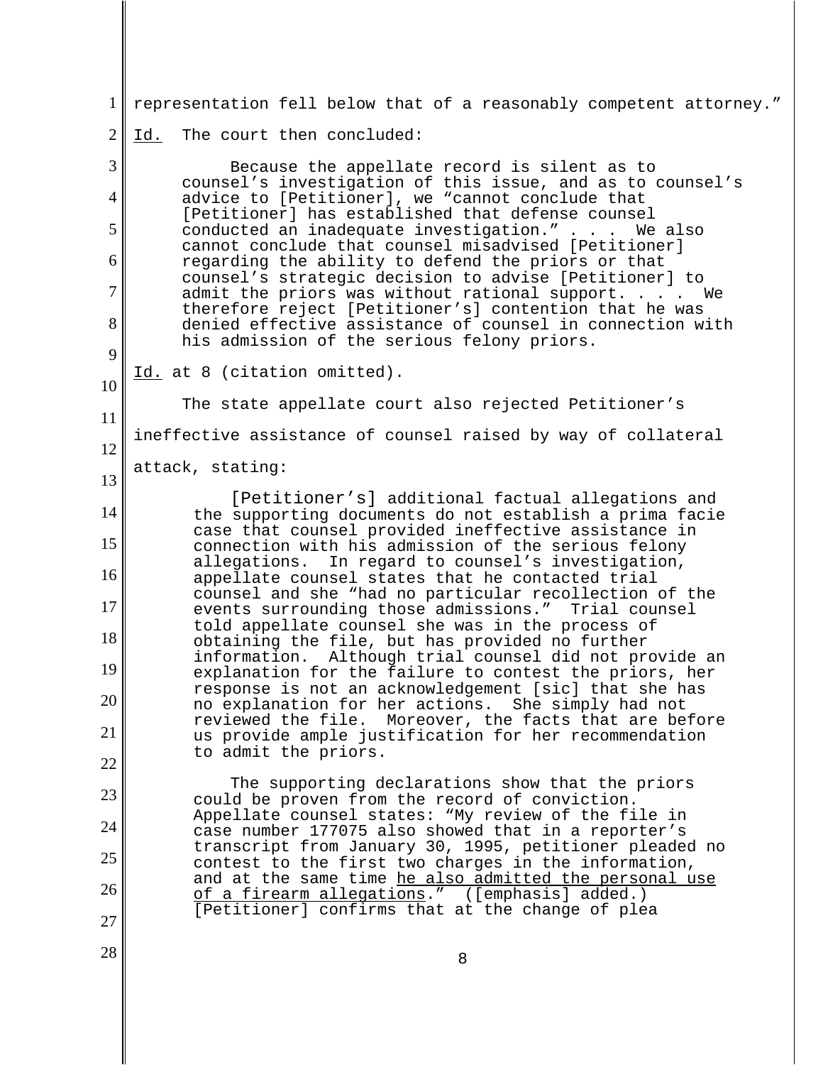representation fell below that of a reasonably competent attorney." Id. The court then concluded:

> Because the appellate record is silent as to counsel's investigation of this issue, and as to counsel's advice to [Petitioner], we "cannot conclude that [Petitioner] has established that defense counsel conducted an inadequate investigation." . . . We also cannot conclude that counsel misadvised [Petitioner] regarding the ability to defend the priors or that counsel's strategic decision to advise [Petitioner] to admit the priors was without rational support. . . . We therefore reject [Petitioner's] contention that he was denied effective assistance of counsel in connection with his admission of the serious felony priors.

Id. at 8 (citation omitted).

The state appellate court also rejected Petitioner's ineffective assistance of counsel raised by way of collateral attack, stating:

> [Petitioner's] additional factual allegations and the supporting documents do not establish a prima facie case that counsel provided ineffective assistance in connection with his admission of the serious felony allegations. In regard to counsel's investigation, appellate counsel states that he contacted trial counsel and she "had no particular recollection of the events surrounding those admissions." Trial counsel told appellate counsel she was in the process of obtaining the file, but has provided no further information. Although trial counsel did not provide an explanation for the failure to contest the priors, her response is not an acknowledgement [sic] that she has no explanation for her actions. She simply had not reviewed the file. Moreover, the facts that are before us provide ample justification for her recommendation to admit the priors.
>
> The supporting declarations show that the priors could be proven from the record of conviction. Appellate counsel states: "My review of the file in case number 177075 also showed that in a reporter's transcript from January 30, 1995, petitioner pleaded no contest to the first two charges in the information, and at the same time he also admitted the personal use of a firearm allegations." ([emphasis] added.) [Petitioner] confirms that at the change of plea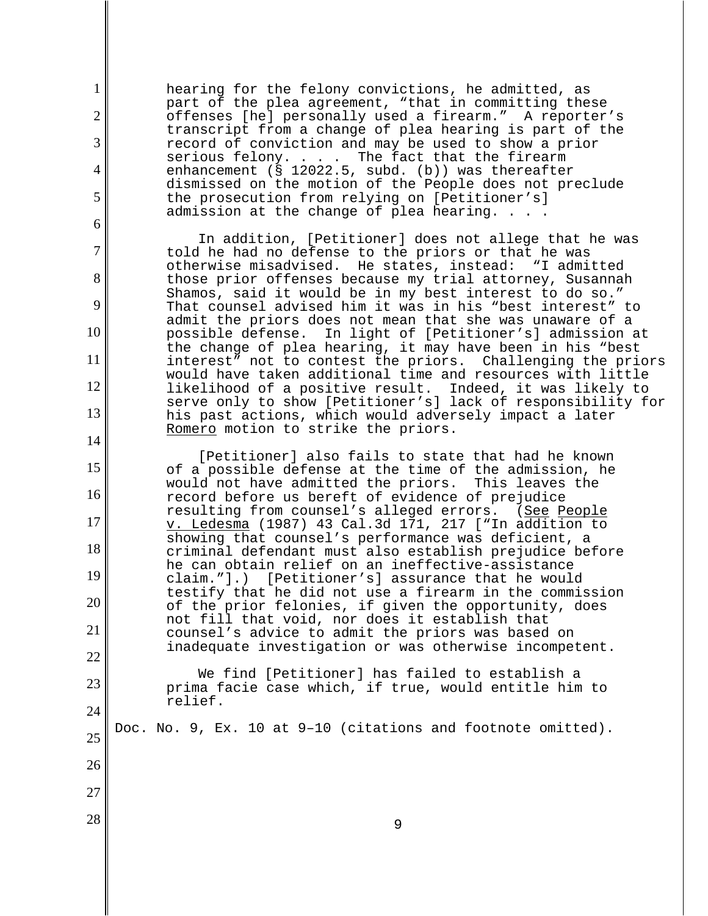> hearing for the felony convictions, he admitted, as part of the plea agreement, "that in committing these offenses [he] personally used a firearm." A reporter's transcript from a change of plea hearing is part of the record of conviction and may be used to show a prior serious felony. . . . The fact that the firearm enhancement (§ 12022.5, subd. (b)) was thereafter dismissed on the motion of the People does not preclude the prosecution from relying on [Petitioner's] admission at the change of plea hearing. . . .
>
> In addition, [Petitioner] does not allege that he was told he had no defense to the priors or that he was otherwise misadvised. He states, instead: "I admitted those prior offenses because my trial attorney, Susannah Shamos, said it would be in my best interest to do so." That counsel advised him it was in his "best interest" to admit the priors does not mean that she was unaware of a possible defense. In light of [Petitioner's] admission at the change of plea hearing, it may have been in his "best interest" not to contest the priors. Challenging the priors would have taken additional time and resources with little likelihood of a positive result. Indeed, it was likely to serve only to show [Petitioner's] lack of responsibility for his past actions, which would adversely impact a later Romero motion to strike the priors.
>
> [Petitioner] also fails to state that had he known of a possible defense at the time of the admission, he would not have admitted the priors. This leaves the record before us bereft of evidence of prejudice resulting from counsel's alleged errors. (See People v. Ledesma (1987) 43 Cal.3d 171, 217 ["In addition to showing that counsel's performance was deficient, a criminal defendant must also establish prejudice before he can obtain relief on an ineffective-assistance claim."].) [Petitioner's] assurance that he would testify that he did not use a firearm in the commission of the prior felonies, if given the opportunity, does not fill that void, nor does it establish that counsel's advice to admit the priors was based on inadequate investigation or was otherwise incompetent.
>
> We find [Petitioner] has failed to establish a prima facie case which, if true, would entitle him to relief.

Doc. No. 9, Ex. 10 at 9–10 (citations and footnote omitted).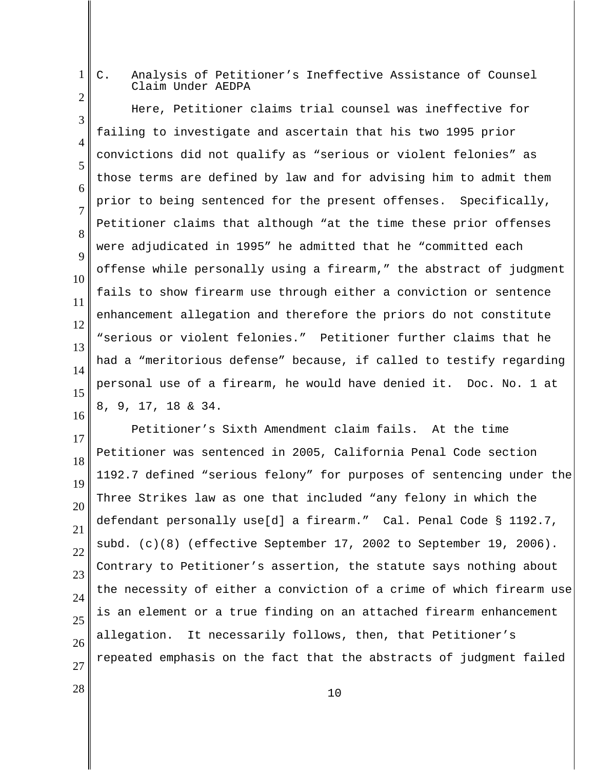### C. Analysis of Petitioner's Ineffective Assistance of Counsel Claim Under AEDPA

Here, Petitioner claims trial counsel was ineffective for failing to investigate and ascertain that his two 1995 prior convictions did not qualify as "serious or violent felonies" as those terms are defined by law and for advising him to admit them prior to being sentenced for the present offenses. Specifically, Petitioner claims that although "at the time these prior offenses were adjudicated in 1995" he admitted that he "committed each offense while personally using a firearm," the abstract of judgment fails to show firearm use through either a conviction or sentence enhancement allegation and therefore the priors do not constitute "serious or violent felonies." Petitioner further claims that he had a "meritorious defense" because, if called to testify regarding personal use of a firearm, he would have denied it. Doc. No. 1 at 8, 9, 17, 18 & 34.

Petitioner's Sixth Amendment claim fails. At the time Petitioner was sentenced in 2005, California Penal Code section 1192.7 defined "serious felony" for purposes of sentencing under the Three Strikes law as one that included "any felony in which the defendant personally use[d] a firearm." Cal. Penal Code § 1192.7, subd. (c)(8) (effective September 17, 2002 to September 19, 2006). Contrary to Petitioner's assertion, the statute says nothing about the necessity of either a conviction of a crime of which firearm use is an element or a true finding on an attached firearm enhancement allegation. It necessarily follows, then, that Petitioner's repeated emphasis on the fact that the abstracts of judgment failed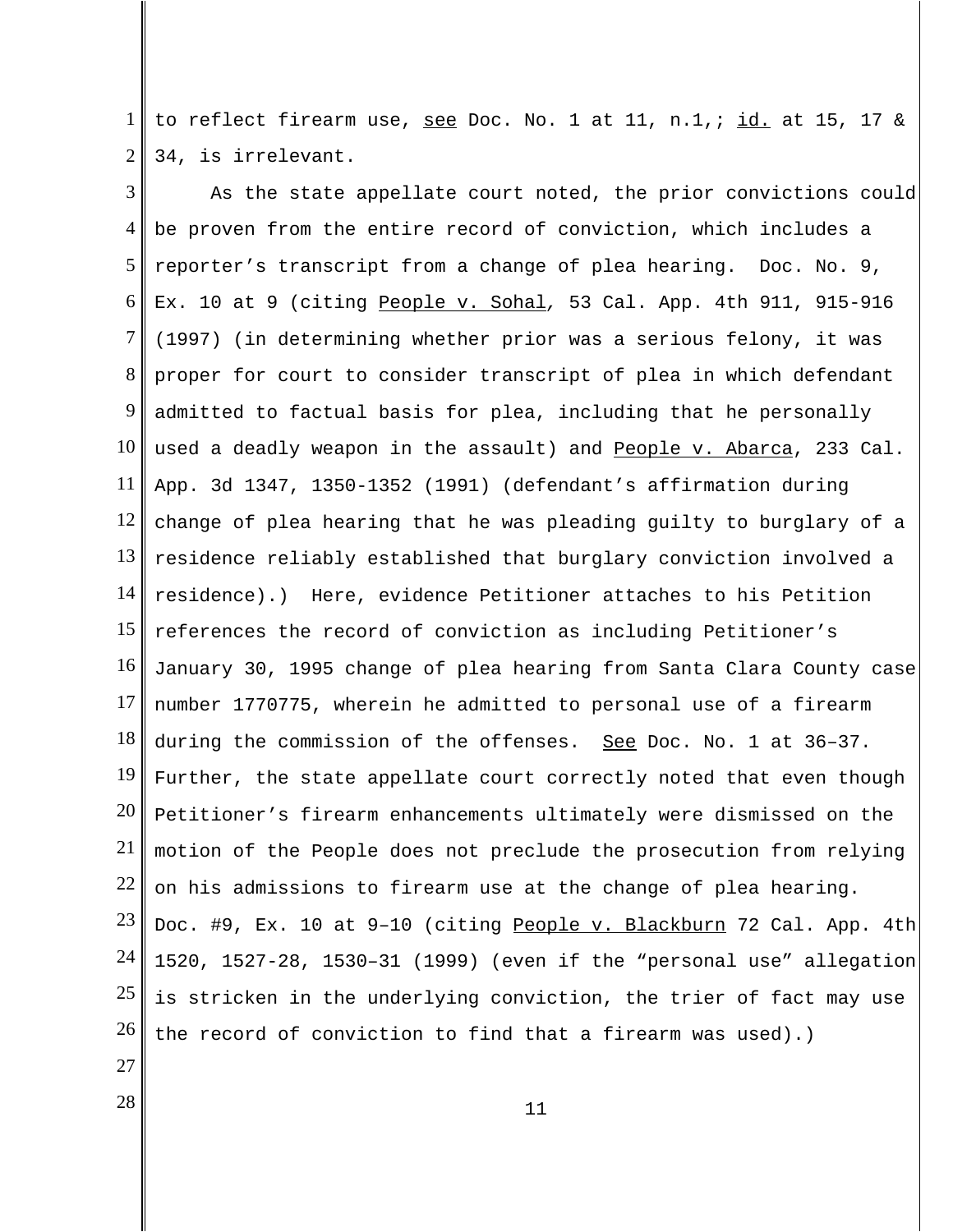to reflect firearm use, see Doc. No. 1 at 11, n.1,; id. at 15, 17 & 34, is irrelevant.

As the state appellate court noted, the prior convictions could be proven from the entire record of conviction, which includes a reporter's transcript from a change of plea hearing. Doc. No. 9, Ex. 10 at 9 (citing People v. Sohal, 53 Cal. App. 4th 911, 915-916 (1997) (in determining whether prior was a serious felony, it was proper for court to consider transcript of plea in which defendant admitted to factual basis for plea, including that he personally used a deadly weapon in the assault) and People v. Abarca, 233 Cal. App. 3d 1347, 1350-1352 (1991) (defendant's affirmation during change of plea hearing that he was pleading guilty to burglary of a residence reliably established that burglary conviction involved a residence).) Here, evidence Petitioner attaches to his Petition references the record of conviction as including Petitioner's January 30, 1995 change of plea hearing from Santa Clara County case number 1770775, wherein he admitted to personal use of a firearm during the commission of the offenses. See Doc. No. 1 at 36–37. Further, the state appellate court correctly noted that even though Petitioner's firearm enhancements ultimately were dismissed on the motion of the People does not preclude the prosecution from relying on his admissions to firearm use at the change of plea hearing. Doc. #9, Ex. 10 at 9–10 (citing People v. Blackburn 72 Cal. App. 4th 1520, 1527-28, 1530–31 (1999) (even if the "personal use" allegation is stricken in the underlying conviction, the trier of fact may use the record of conviction to find that a firearm was used).)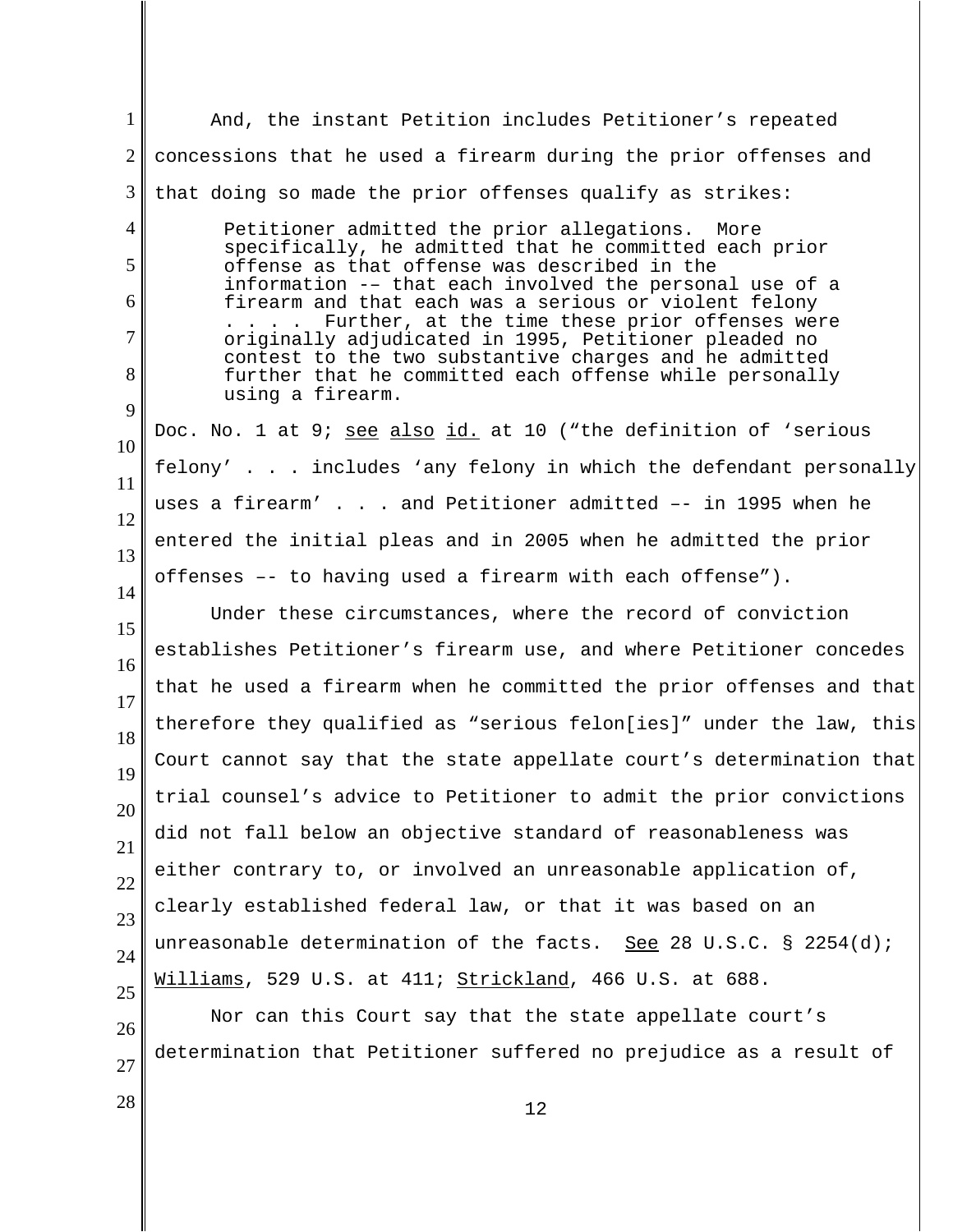And, the instant Petition includes Petitioner's repeated concessions that he used a firearm during the prior offenses and that doing so made the prior offenses qualify as strikes:

> Petitioner admitted the prior allegations. More specifically, he admitted that he committed each prior offense as that offense was described in the information -– that each involved the personal use of a firearm and that each was a serious or violent felony . . . . Further, at the time these prior offenses were originally adjudicated in 1995, Petitioner pleaded no contest to the two substantive charges and he admitted further that he committed each offense while personally using a firearm.

Doc. No. 1 at 9; see also id. at 10 ("the definition of 'serious felony' . . . includes 'any felony in which the defendant personally uses a firearm' . . . and Petitioner admitted –- in 1995 when he entered the initial pleas and in 2005 when he admitted the prior offenses –- to having used a firearm with each offense").

Under these circumstances, where the record of conviction establishes Petitioner's firearm use, and where Petitioner concedes that he used a firearm when he committed the prior offenses and that therefore they qualified as "serious felon[ies]" under the law, this Court cannot say that the state appellate court's determination that trial counsel's advice to Petitioner to admit the prior convictions did not fall below an objective standard of reasonableness was either contrary to, or involved an unreasonable application of, clearly established federal law, or that it was based on an unreasonable determination of the facts. See 28 U.S.C. § 2254(d); Williams, 529 U.S. at 411; Strickland, 466 U.S. at 688.

Nor can this Court say that the state appellate court's determination that Petitioner suffered no prejudice as a result of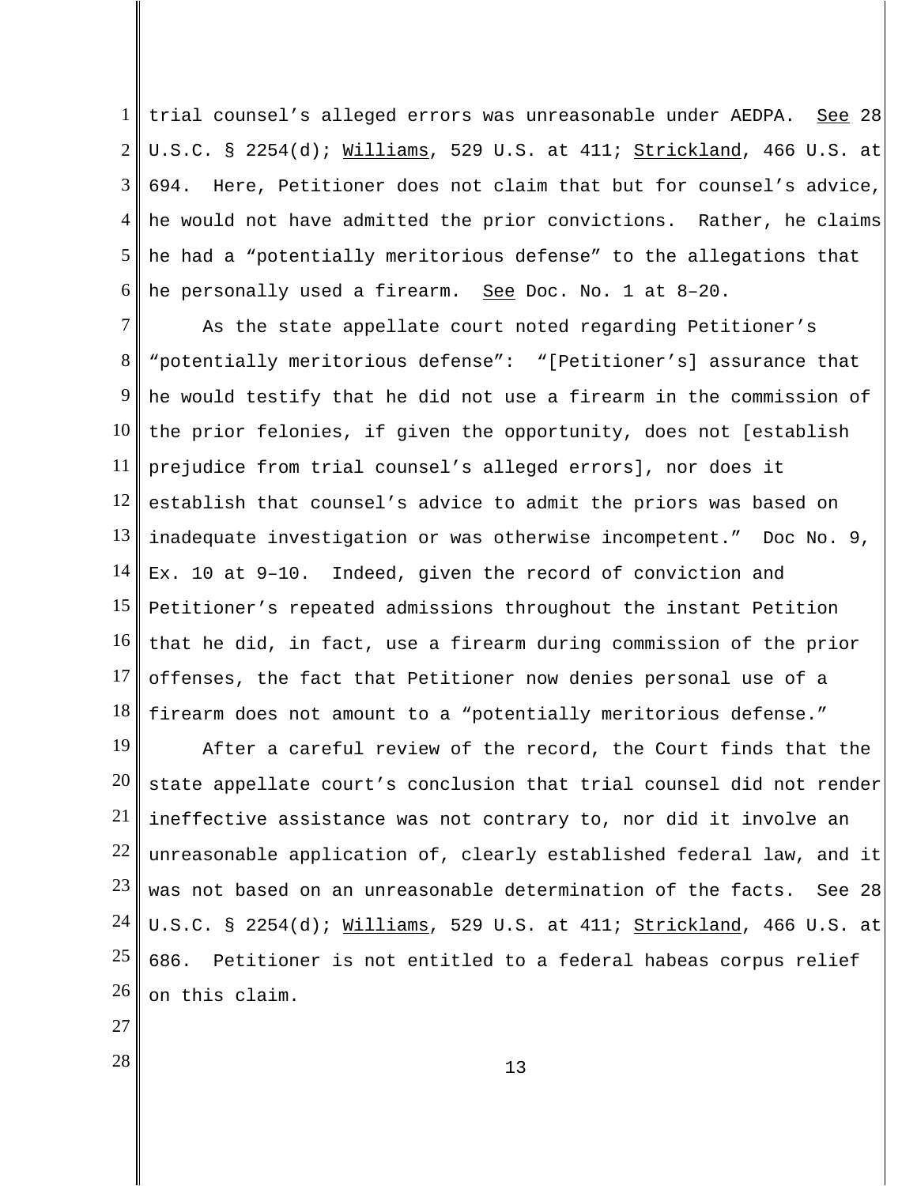trial counsel's alleged errors was unreasonable under AEDPA. See 28 U.S.C. § 2254(d); Williams, 529 U.S. at 411; Strickland, 466 U.S. at 694. Here, Petitioner does not claim that but for counsel's advice, he would not have admitted the prior convictions. Rather, he claims he had a "potentially meritorious defense" to the allegations that he personally used a firearm. See Doc. No. 1 at 8–20.

As the state appellate court noted regarding Petitioner's "potentially meritorious defense": "[Petitioner's] assurance that he would testify that he did not use a firearm in the commission of the prior felonies, if given the opportunity, does not [establish prejudice from trial counsel's alleged errors], nor does it establish that counsel's advice to admit the priors was based on inadequate investigation or was otherwise incompetent." Doc No. 9, Ex. 10 at 9–10. Indeed, given the record of conviction and Petitioner's repeated admissions throughout the instant Petition that he did, in fact, use a firearm during commission of the prior offenses, the fact that Petitioner now denies personal use of a firearm does not amount to a "potentially meritorious defense."

After a careful review of the record, the Court finds that the state appellate court's conclusion that trial counsel did not render ineffective assistance was not contrary to, nor did it involve an unreasonable application of, clearly established federal law, and it was not based on an unreasonable determination of the facts. See 28 U.S.C. § 2254(d); Williams, 529 U.S. at 411; Strickland, 466 U.S. at 686. Petitioner is not entitled to a federal habeas corpus relief on this claim.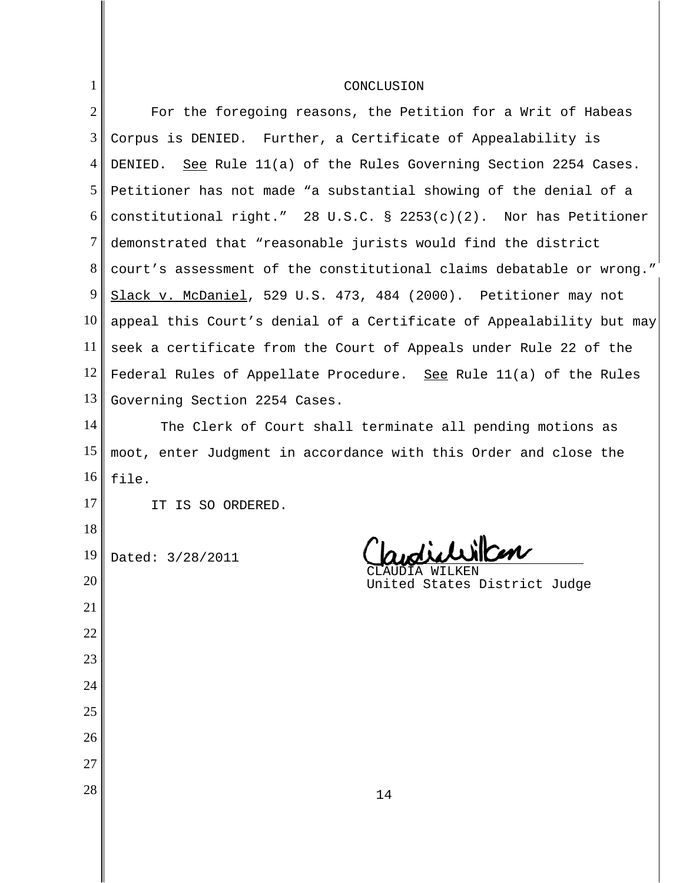## CONCLUSION

For the foregoing reasons, the Petition for a Writ of Habeas Corpus is DENIED. Further, a Certificate of Appealability is DENIED. See Rule 11(a) of the Rules Governing Section 2254 Cases. Petitioner has not made "a substantial showing of the denial of a constitutional right." 28 U.S.C. § 2253(c)(2). Nor has Petitioner demonstrated that "reasonable jurists would find the district court's assessment of the constitutional claims debatable or wrong." Slack v. McDaniel, 529 U.S. 473, 484 (2000). Petitioner may not appeal this Court's denial of a Certificate of Appealability but may seek a certificate from the Court of Appeals under Rule 22 of the Federal Rules of Appellate Procedure. See Rule 11(a) of the Rules Governing Section 2254 Cases.

The Clerk of Court shall terminate all pending motions as moot, enter Judgment in accordance with this Order and close the file.

IT IS SO ORDERED.

Dated: 3/28/2011

CLAUDIA WILKEN
United States District Judge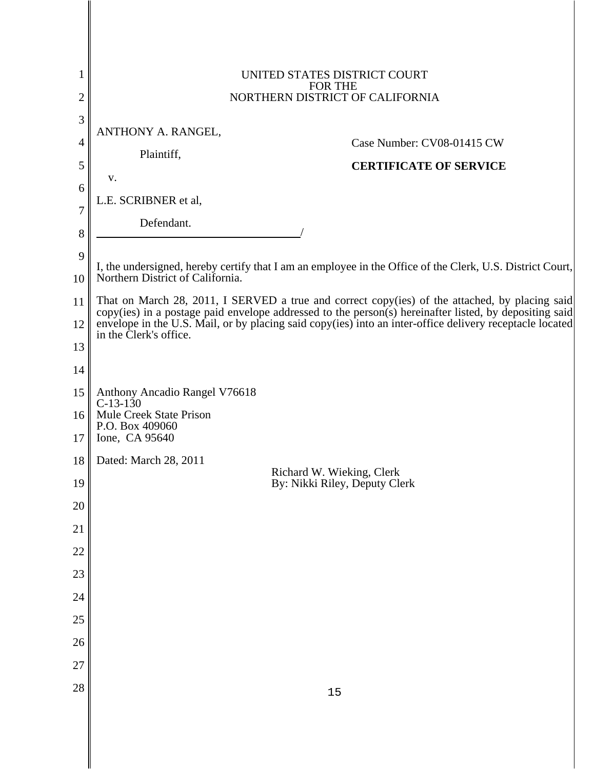UNITED STATES DISTRICT COURT
FOR THE
NORTHERN DISTRICT OF CALIFORNIA

ANTHONY A. RANGEL,

Plaintiff,

v.

L.E. SCRIBNER et al,

Defendant.
_______________________________/

Case Number: CV08-01415 CW

**CERTIFICATE OF SERVICE**

I, the undersigned, hereby certify that I am an employee in the Office of the Clerk, U.S. District Court, Northern District of California.

That on March 28, 2011, I SERVED a true and correct copy(ies) of the attached, by placing said copy(ies) in a postage paid envelope addressed to the person(s) hereinafter listed, by depositing said envelope in the U.S. Mail, or by placing said copy(ies) into an inter-office delivery receptacle located in the Clerk's office.

Anthony Ancadio Rangel V76618
C-13-130
Mule Creek State Prison
P.O. Box 409060
Ione, CA 95640

Dated: March 28, 2011

Richard W. Wieking, Clerk
By: Nikki Riley, Deputy Clerk